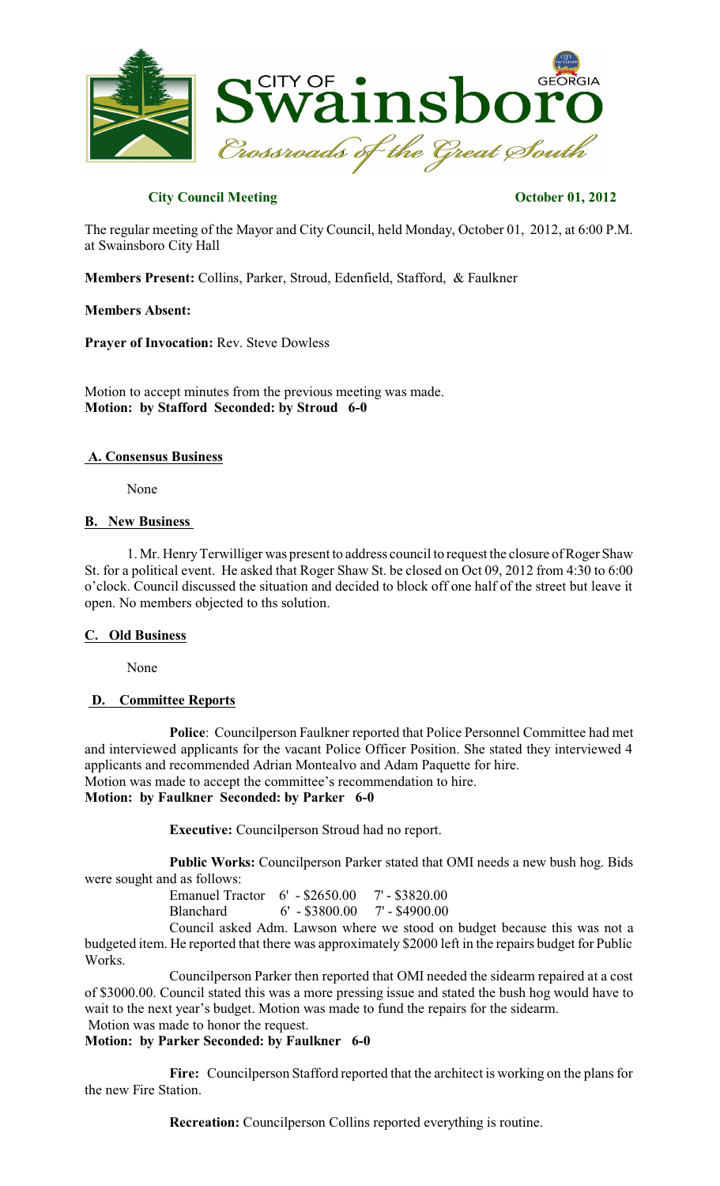**City Council Meeting** **October 01, 2012**

The regular meeting of the Mayor and City Council, held Monday, October 01, 2012, at 6:00 P.M. at Swainsboro City Hall

**Members Present:** Collins, Parker, Stroud, Edenfield, Stafford, & Faulkner

**Members Absent:**

**Prayer of Invocation:** Rev. Steve Dowless

Motion to accept minutes from the previous meeting was made.
**Motion: by Stafford Seconded: by Stroud 6-0**

## A. Consensus Business

None

## B. New Business

1. Mr. Henry Terwilliger was present to address council to request the closure of Roger Shaw St. for a political event. He asked that Roger Shaw St. be closed on Oct 09, 2012 from 4:30 to 6:00 o'clock. Council discussed the situation and decided to block off one half of the street but leave it open. No members objected to ths solution.

## C. Old Business

None

## D. Committee Reports

**Police**: Councilperson Faulkner reported that Police Personnel Committee had met and interviewed applicants for the vacant Police Officer Position. She stated they interviewed 4 applicants and recommended Adrian Montealvo and Adam Paquette for hire.
Motion was made to accept the committee's recommendation to hire.
**Motion: by Faulkner Seconded: by Parker 6-0**

**Executive:** Councilperson Stroud had no report.

**Public Works:** Councilperson Parker stated that OMI needs a new bush hog. Bids were sought and as follows:

| | | |
|---|---|---|
| Emanuel Tractor | 6' - $2650.00 | 7' - $3820.00 |
| Blanchard | 6' - $3800.00 | 7' - $4900.00 |

Council asked Adm. Lawson where we stood on budget because this was not a budgeted item. He reported that there was approximately $2000 left in the repairs budget for Public Works.

Councilperson Parker then reported that OMI needed the sidearm repaired at a cost of $3000.00. Council stated this was a more pressing issue and stated the bush hog would have to wait to the next year's budget. Motion was made to fund the repairs for the sidearm.
Motion was made to honor the request.
**Motion: by Parker Seconded: by Faulkner 6-0**

**Fire:** Councilperson Stafford reported that the architect is working on the plans for the new Fire Station.

**Recreation:** Councilperson Collins reported everything is routine.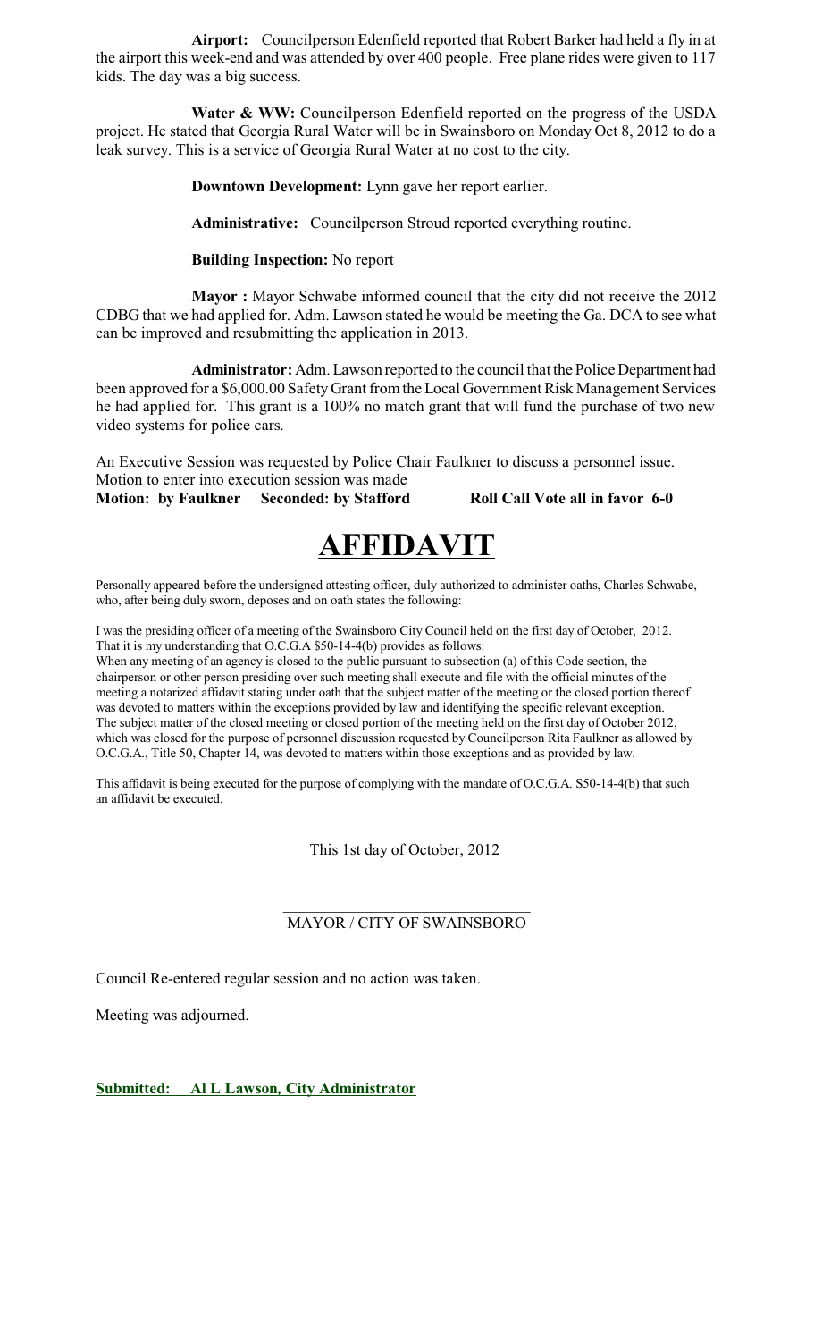**Airport:** Councilperson Edenfield reported that Robert Barker had held a fly in at the airport this week-end and was attended by over 400 people. Free plane rides were given to 117 kids. The day was a big success.

**Water & WW:** Councilperson Edenfield reported on the progress of the USDA project. He stated that Georgia Rural Water will be in Swainsboro on Monday Oct 8, 2012 to do a leak survey. This is a service of Georgia Rural Water at no cost to the city.

**Downtown Development:** Lynn gave her report earlier.

**Administrative:** Councilperson Stroud reported everything routine.

**Building Inspection:** No report

**Mayor :** Mayor Schwabe informed council that the city did not receive the 2012 CDBG that we had applied for. Adm. Lawson stated he would be meeting the Ga. DCA to see what can be improved and resubmitting the application in 2013.

**Administrator:** Adm. Lawson reported to the council that the Police Department had been approved for a $6,000.00 Safety Grant from the Local Government Risk Management Services he had applied for. This grant is a 100% no match grant that will fund the purchase of two new video systems for police cars.

An Executive Session was requested by Police Chair Faulkner to discuss a personnel issue. Motion to enter into execution session was made

**Motion: by Faulkner Seconded: by Stafford Roll Call Vote all in favor 6-0**

# AFFIDAVIT

Personally appeared before the undersigned attesting officer, duly authorized to administer oaths, Charles Schwabe, who, after being duly sworn, deposes and on oath states the following:

I was the presiding officer of a meeting of the Swainsboro City Council held on the first day of October, 2012. That it is my understanding that O.C.G.A $50-14-4(b) provides as follows:

When any meeting of an agency is closed to the public pursuant to subsection (a) of this Code section, the chairperson or other person presiding over such meeting shall execute and file with the official minutes of the meeting a notarized affidavit stating under oath that the subject matter of the meeting or the closed portion thereof was devoted to matters within the exceptions provided by law and identifying the specific relevant exception.

The subject matter of the closed meeting or closed portion of the meeting held on the first day of October 2012, which was closed for the purpose of personnel discussion requested by Councilperson Rita Faulkner as allowed by O.C.G.A., Title 50, Chapter 14, was devoted to matters within those exceptions and as provided by law.

This affidavit is being executed for the purpose of complying with the mandate of O.C.G.A. S50-14-4(b) that such an affidavit be executed.

This 1st day of October, 2012

\_\_\_\_\_\_\_\_\_\_\_\_\_\_\_\_\_\_\_\_\_\_\_\_\_\_\_\_\_\_\_\_\_\_

MAYOR / CITY OF SWAINSBORO

Council Re-entered regular session and no action was taken.

Meeting was adjourned.

**Submitted: Al L Lawson, City Administrator**